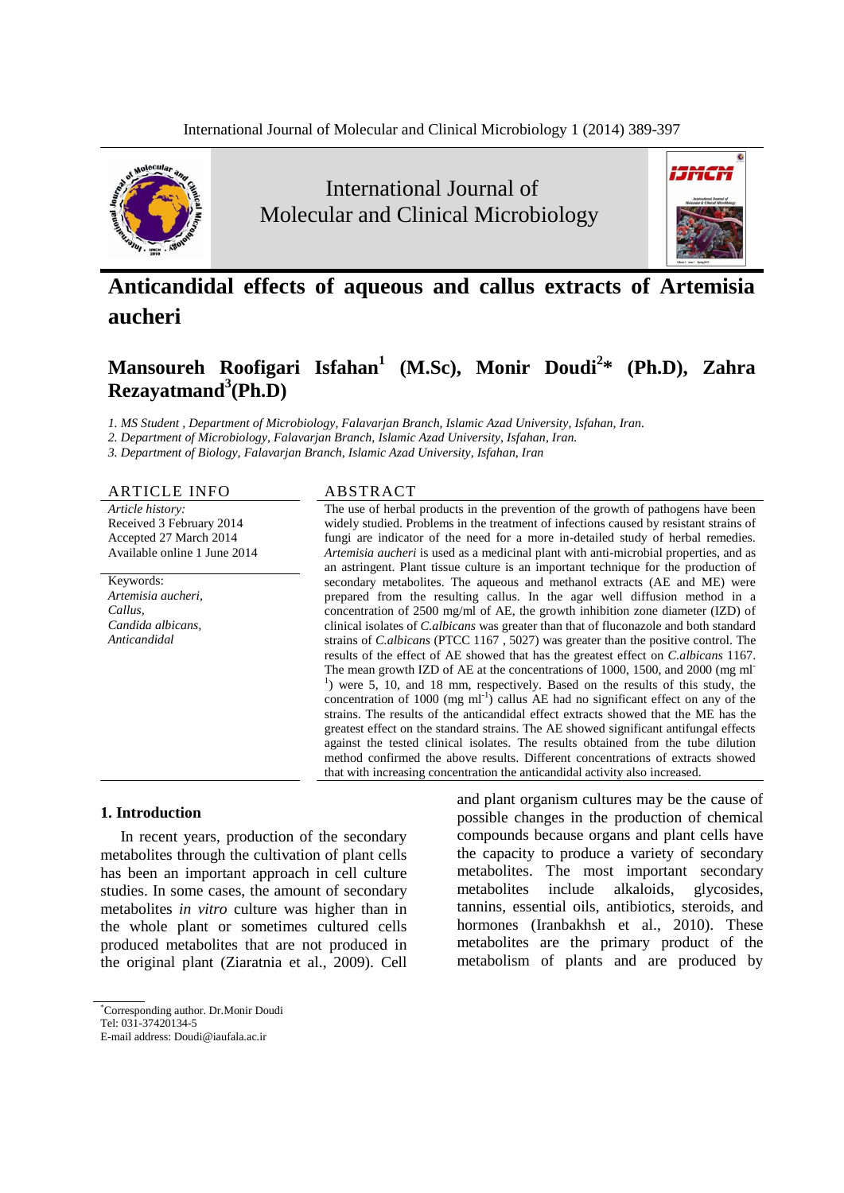# Anticandidal effects of aqueous and callus extracts of Artemisia aucheri

**Mansoureh Roofigari Isfahan[1] (M.Sc), Monir Doudi[2]* (Ph.D), Zahra Rezayatmand[3](Ph.D)**

*1. MS Student , Department of Microbiology, Falavarjan Branch, Islamic Azad University, Isfahan, Iran.*

*2. Department of Microbiology, Falavarjan Branch, Islamic Azad University, Isfahan, Iran.*

*3. Department of Biology, Falavarjan Branch, Islamic Azad University, Isfahan, Iran*

## ARTICLE INFO

*Article history:*
Received 3 February 2014
Accepted 27 March 2014
Available online 1 June 2014

Keywords:
*Artemisia aucheri,*
*Callus,*
*Candida albicans,*
*Anticandidal*

## ABSTRACT

The use of herbal products in the prevention of the growth of pathogens have been widely studied. Problems in the treatment of infections caused by resistant strains of fungi are indicator of the need for a more in-detailed study of herbal remedies. *Artemisia aucheri* is used as a medicinal plant with anti-microbial properties, and as an astringent. Plant tissue culture is an important technique for the production of secondary metabolites. The aqueous and methanol extracts (AE and ME) were prepared from the resulting callus. In the agar well diffusion method in a concentration of 2500 mg/ml of AE, the growth inhibition zone diameter (IZD) of clinical isolates of *C.albicans* was greater than that of fluconazole and both standard strains of *C.albicans* (PTCC 1167 , 5027) was greater than the positive control. The results of the effect of AE showed that has the greatest effect on *C.albicans* 1167. The mean growth IZD of AE at the concentrations of 1000, 1500, and 2000 (mg $ml^{-1}$) were 5, 10, and 18 mm, respectively. Based on the results of this study, the concentration of 1000 (mg $ml^{-1}$) callus AE had no significant effect on any of the strains. The results of the anticandidal effect extracts showed that the ME has the greatest effect on the standard strains. The AE showed significant antifungal effects against the tested clinical isolates. The results obtained from the tube dilution method confirmed the above results. Different concentrations of extracts showed that with increasing concentration the anticandidal activity also increased.

## 1. Introduction

In recent years, production of the secondary metabolites through the cultivation of plant cells has been an important approach in cell culture studies. In some cases, the amount of secondary metabolites *in vitro* culture was higher than in the whole plant or sometimes cultured cells produced metabolites that are not produced in the original plant (Ziaratnia et al., 2009). Cell and plant organism cultures may be the cause of possible changes in the production of chemical compounds because organs and plant cells have the capacity to produce a variety of secondary metabolites. The most important secondary metabolites include alkaloids, glycosides, tannins, essential oils, antibiotics, steroids, and hormones (Iranbakhsh et al., 2010). These metabolites are the primary product of the metabolism of plants and are produced by

*Corresponding author. Dr.Monir Doudi
Tel: 031-37420134-5
E-mail address: Doudi@iaufala.ac.ir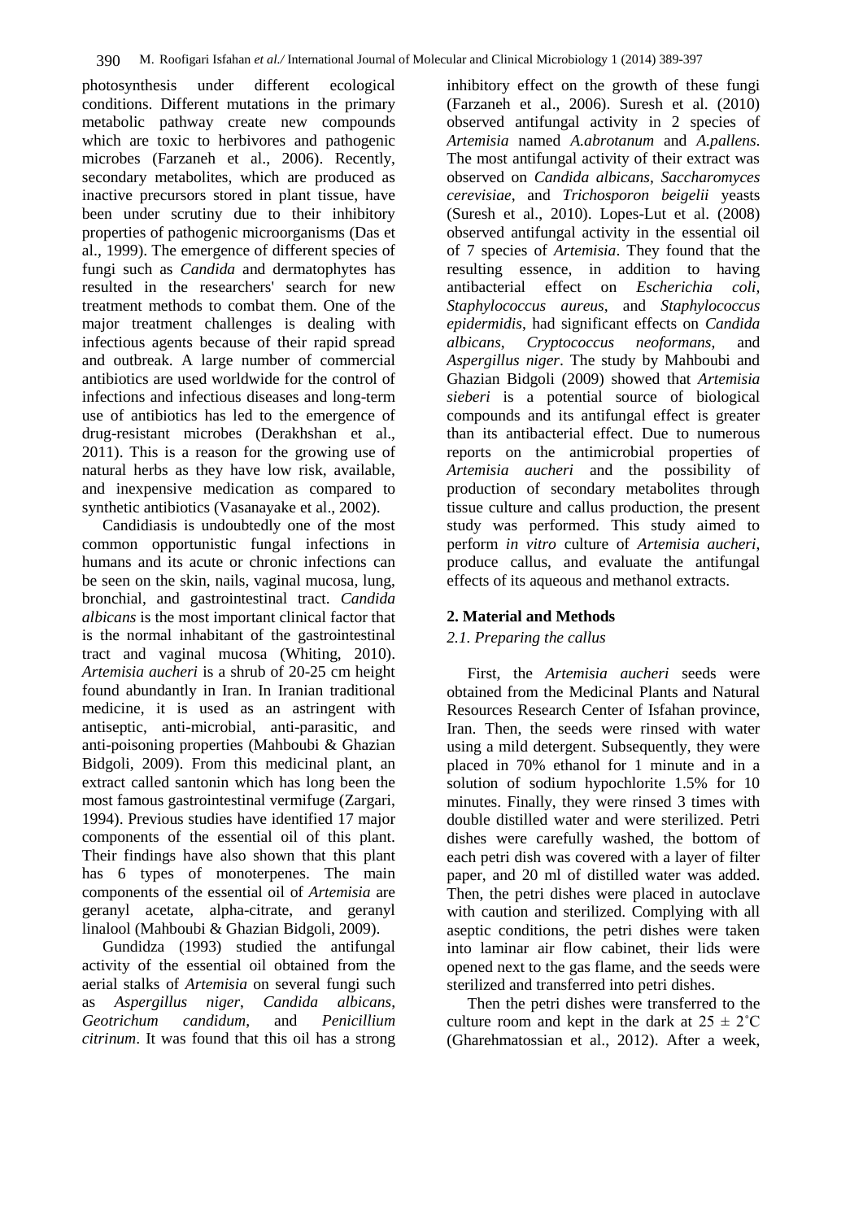photosynthesis under different ecological conditions. Different mutations in the primary metabolic pathway create new compounds which are toxic to herbivores and pathogenic microbes (Farzaneh et al., 2006). Recently, secondary metabolites, which are produced as inactive precursors stored in plant tissue, have been under scrutiny due to their inhibitory properties of pathogenic microorganisms (Das et al., 1999). The emergence of different species of fungi such as *Candida* and dermatophytes has resulted in the researchers' search for new treatment methods to combat them. One of the major treatment challenges is dealing with infectious agents because of their rapid spread and outbreak. A large number of commercial antibiotics are used worldwide for the control of infections and infectious diseases and long-term use of antibiotics has led to the emergence of drug-resistant microbes (Derakhshan et al., 2011). This is a reason for the growing use of natural herbs as they have low risk, available, and inexpensive medication as compared to synthetic antibiotics (Vasanayake et al., 2002).

Candidiasis is undoubtedly one of the most common opportunistic fungal infections in humans and its acute or chronic infections can be seen on the skin, nails, vaginal mucosa, lung, bronchial, and gastrointestinal tract. *Candida albicans* is the most important clinical factor that is the normal inhabitant of the gastrointestinal tract and vaginal mucosa (Whiting, 2010). *Artemisia aucheri* is a shrub of 20-25 cm height found abundantly in Iran. In Iranian traditional medicine, it is used as an astringent with antiseptic, anti-microbial, anti-parasitic, and anti-poisoning properties (Mahboubi & Ghazian Bidgoli, 2009). From this medicinal plant, an extract called santonin which has long been the most famous gastrointestinal vermifuge (Zargari, 1994). Previous studies have identified 17 major components of the essential oil of this plant. Their findings have also shown that this plant has 6 types of monoterpenes. The main components of the essential oil of *Artemisia* are geranyl acetate, alpha-citrate, and geranyl linalool (Mahboubi & Ghazian Bidgoli, 2009).

Gundidza (1993) studied the antifungal activity of the essential oil obtained from the aerial stalks of *Artemisia* on several fungi such as *Aspergillus niger*, *Candida albicans*, *Geotrichum candidum*, and *Penicillium citrinum*. It was found that this oil has a strong inhibitory effect on the growth of these fungi (Farzaneh et al., 2006). Suresh et al. (2010) observed antifungal activity in 2 species of *Artemisia* named *A.abrotanum* and *A.pallens*. The most antifungal activity of their extract was observed on *Candida albicans*, *Saccharomyces cerevisiae*, and *Trichosporon beigelii* yeasts (Suresh et al., 2010). Lopes-Lut et al. (2008) observed antifungal activity in the essential oil of 7 species of *Artemisia*. They found that the resulting essence, in addition to having antibacterial effect on *Escherichia coli, Staphylococcus aureus*, and *Staphylococcus epidermidis*, had significant effects on *Candida albicans*, *Cryptococcus neoformans*, and *Aspergillus niger*. The study by Mahboubi and Ghazian Bidgoli (2009) showed that *Artemisia sieberi* is a potential source of biological compounds and its antifungal effect is greater than its antibacterial effect. Due to numerous reports on the antimicrobial properties of *Artemisia aucheri* and the possibility of production of secondary metabolites through tissue culture and callus production, the present study was performed. This study aimed to perform *in vitro* culture of *Artemisia aucheri*, produce callus, and evaluate the antifungal effects of its aqueous and methanol extracts.

## 2. Material and Methods

### *2.1. Preparing the callus*

First, the *Artemisia aucheri* seeds were obtained from the Medicinal Plants and Natural Resources Research Center of Isfahan province, Iran. Then, the seeds were rinsed with water using a mild detergent. Subsequently, they were placed in 70% ethanol for 1 minute and in a solution of sodium hypochlorite 1.5% for 10 minutes. Finally, they were rinsed 3 times with double distilled water and were sterilized. Petri dishes were carefully washed, the bottom of each petri dish was covered with a layer of filter paper, and 20 ml of distilled water was added. Then, the petri dishes were placed in autoclave with caution and sterilized. Complying with all aseptic conditions, the petri dishes were taken into laminar air flow cabinet, their lids were opened next to the gas flame, and the seeds were sterilized and transferred into petri dishes.

Then the petri dishes were transferred to the culture room and kept in the dark at $25 \pm 2^{\circ}$C (Gharehmatossian et al., 2012). After a week,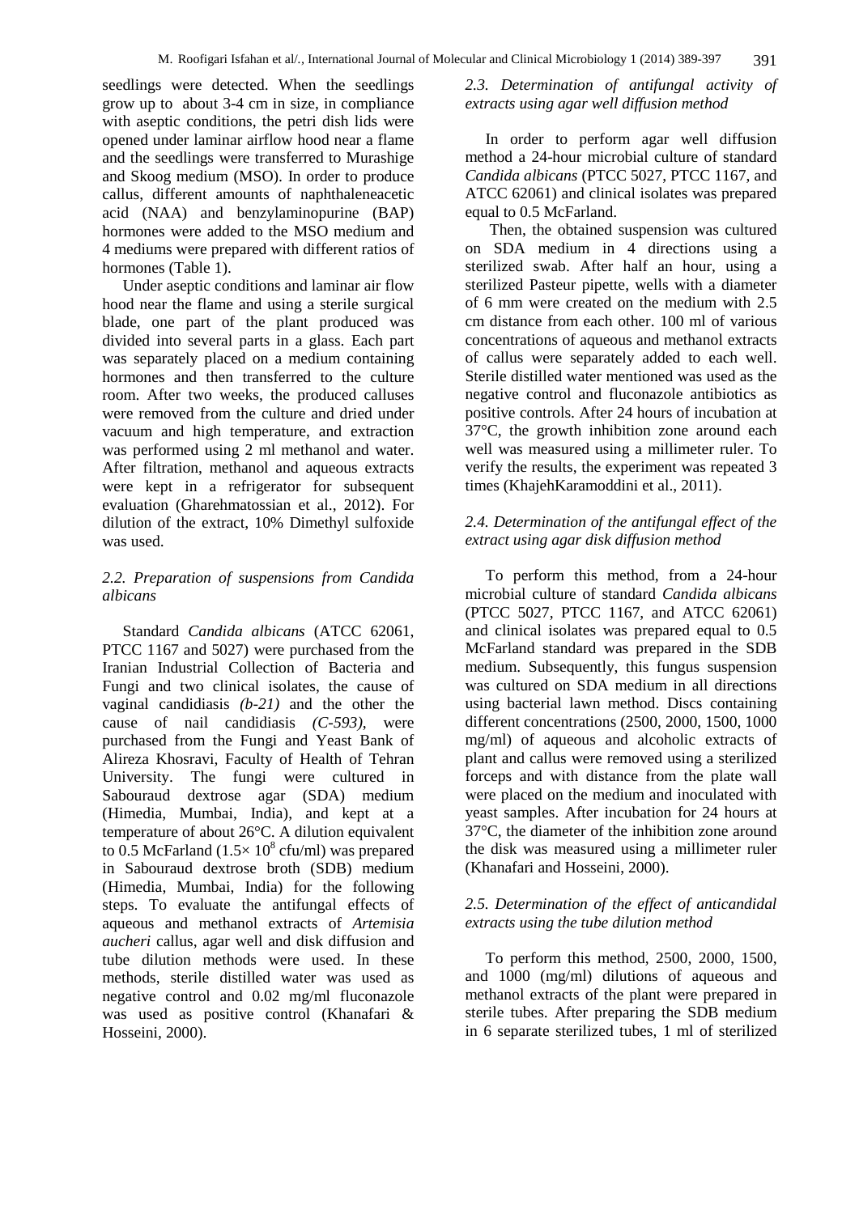seedlings were detected. When the seedlings grow up to about 3-4 cm in size, in compliance with aseptic conditions, the petri dish lids were opened under laminar airflow hood near a flame and the seedlings were transferred to Murashige and Skoog medium (MSO). In order to produce callus, different amounts of naphthaleneacetic acid (NAA) and benzylaminopurine (BAP) hormones were added to the MSO medium and 4 mediums were prepared with different ratios of hormones (Table 1).

Under aseptic conditions and laminar air flow hood near the flame and using a sterile surgical blade, one part of the plant produced was divided into several parts in a glass. Each part was separately placed on a medium containing hormones and then transferred to the culture room. After two weeks, the produced calluses were removed from the culture and dried under vacuum and high temperature, and extraction was performed using 2 ml methanol and water. After filtration, methanol and aqueous extracts were kept in a refrigerator for subsequent evaluation (Gharehmatossian et al., 2012). For dilution of the extract, 10% Dimethyl sulfoxide was used.

### *2.2. Preparation of suspensions from Candida albicans*

Standard *Candida albicans* (ATCC 62061, PTCC 1167 and 5027) were purchased from the Iranian Industrial Collection of Bacteria and Fungi and two clinical isolates, the cause of vaginal candidiasis *(b-21)* and the other the cause of nail candidiasis *(C-593)*, were purchased from the Fungi and Yeast Bank of Alireza Khosravi, Faculty of Health of Tehran University. The fungi were cultured in Sabouraud dextrose agar (SDA) medium (Himedia, Mumbai, India), and kept at a temperature of about 26°C. A dilution equivalent to 0.5 McFarland ($1.5\times 10^8$ cfu/ml) was prepared in Sabouraud dextrose broth (SDB) medium (Himedia, Mumbai, India) for the following steps. To evaluate the antifungal effects of aqueous and methanol extracts of *Artemisia aucheri* callus, agar well and disk diffusion and tube dilution methods were used. In these methods, sterile distilled water was used as negative control and 0.02 mg/ml fluconazole was used as positive control (Khanafari & Hosseini, 2000).

### *2.3. Determination of antifungal activity of extracts using agar well diffusion method*

In order to perform agar well diffusion method a 24-hour microbial culture of standard *Candida albicans* (PTCC 5027, PTCC 1167, and ATCC 62061) and clinical isolates was prepared equal to 0.5 McFarland.

Then, the obtained suspension was cultured on SDA medium in 4 directions using a sterilized swab. After half an hour, using a sterilized Pasteur pipette, wells with a diameter of 6 mm were created on the medium with 2.5 cm distance from each other. 100 ml of various concentrations of aqueous and methanol extracts of callus were separately added to each well. Sterile distilled water mentioned was used as the negative control and fluconazole antibiotics as positive controls. After 24 hours of incubation at 37°C, the growth inhibition zone around each well was measured using a millimeter ruler. To verify the results, the experiment was repeated 3 times (KhajehKaramoddini et al., 2011).

### *2.4. Determination of the antifungal effect of the extract using agar disk diffusion method*

To perform this method, from a 24-hour microbial culture of standard *Candida albicans* (PTCC 5027, PTCC 1167, and ATCC 62061) and clinical isolates was prepared equal to 0.5 McFarland standard was prepared in the SDB medium. Subsequently, this fungus suspension was cultured on SDA medium in all directions using bacterial lawn method. Discs containing different concentrations (2500, 2000, 1500, 1000 mg/ml) of aqueous and alcoholic extracts of plant and callus were removed using a sterilized forceps and with distance from the plate wall were placed on the medium and inoculated with yeast samples. After incubation for 24 hours at 37°C, the diameter of the inhibition zone around the disk was measured using a millimeter ruler (Khanafari and Hosseini, 2000).

### *2.5. Determination of the effect of anticandidal extracts using the tube dilution method*

To perform this method, 2500, 2000, 1500, and 1000 (mg/ml) dilutions of aqueous and methanol extracts of the plant were prepared in sterile tubes. After preparing the SDB medium in 6 separate sterilized tubes, 1 ml of sterilized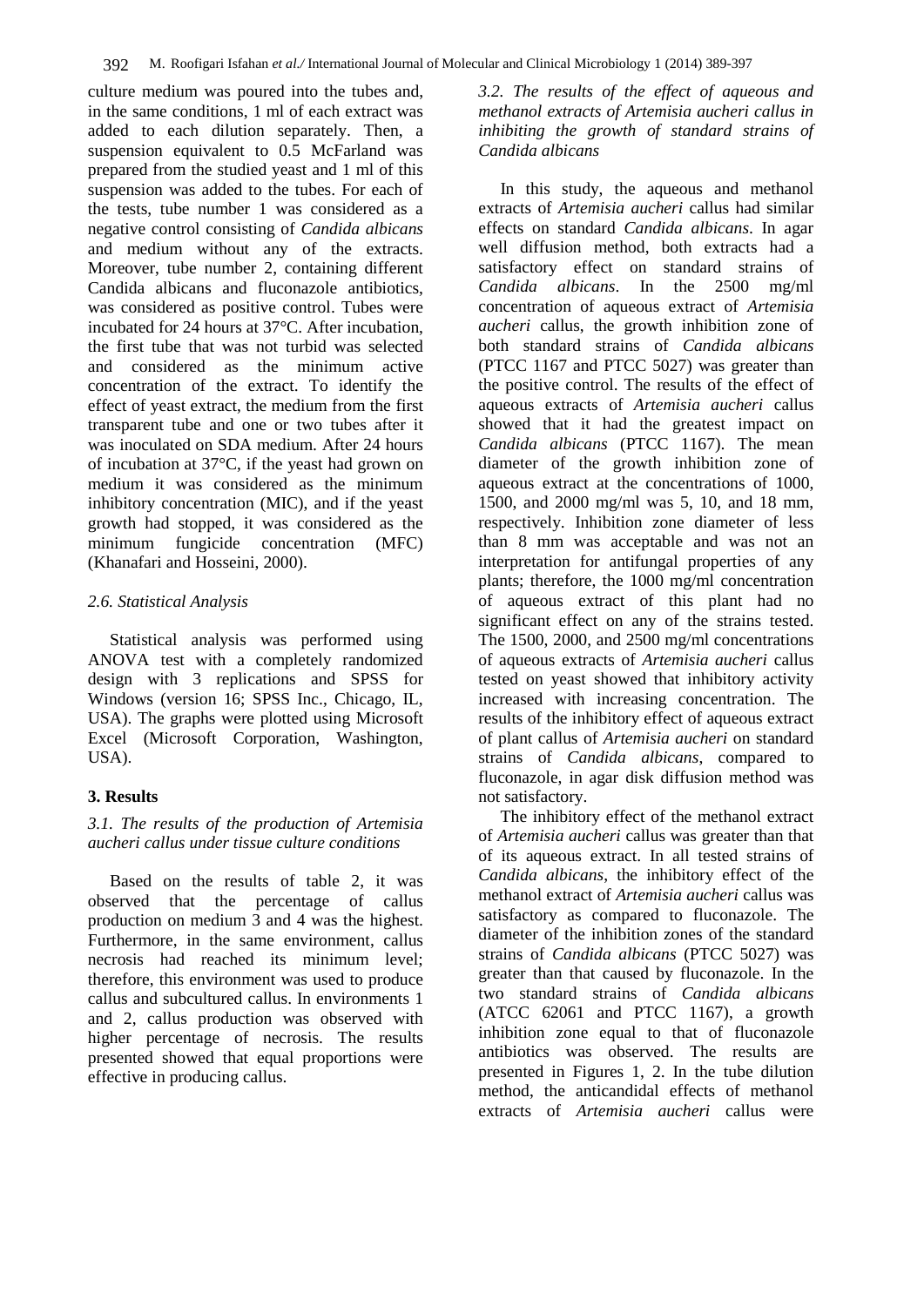culture medium was poured into the tubes and, in the same conditions, 1 ml of each extract was added to each dilution separately. Then, a suspension equivalent to 0.5 McFarland was prepared from the studied yeast and 1 ml of this suspension was added to the tubes. For each of the tests, tube number 1 was considered as a negative control consisting of *Candida albicans* and medium without any of the extracts. Moreover, tube number 2, containing different Candida albicans and fluconazole antibiotics, was considered as positive control. Tubes were incubated for 24 hours at 37°C. After incubation, the first tube that was not turbid was selected and considered as the minimum active concentration of the extract. To identify the effect of yeast extract, the medium from the first transparent tube and one or two tubes after it was inoculated on SDA medium. After 24 hours of incubation at 37°C, if the yeast had grown on medium it was considered as the minimum inhibitory concentration (MIC), and if the yeast growth had stopped, it was considered as the minimum fungicide concentration (MFC) (Khanafari and Hosseini, 2000).

### *2.6. Statistical Analysis*

Statistical analysis was performed using ANOVA test with a completely randomized design with 3 replications and SPSS for Windows (version 16; SPSS Inc., Chicago, IL, USA). The graphs were plotted using Microsoft Excel (Microsoft Corporation, Washington, USA).

## **3. Results**

### *3.1. The results of the production of Artemisia aucheri callus under tissue culture conditions*

Based on the results of table 2, it was observed that the percentage of callus production on medium 3 and 4 was the highest. Furthermore, in the same environment, callus necrosis had reached its minimum level; therefore, this environment was used to produce callus and subcultured callus. In environments 1 and 2, callus production was observed with higher percentage of necrosis. The results presented showed that equal proportions were effective in producing callus.

### *3.2. The results of the effect of aqueous and methanol extracts of Artemisia aucheri callus in inhibiting the growth of standard strains of Candida albicans*

In this study, the aqueous and methanol extracts of *Artemisia aucheri* callus had similar effects on standard *Candida albicans*. In agar well diffusion method, both extracts had a satisfactory effect on standard strains of *Candida albicans*. In the 2500 mg/ml concentration of aqueous extract of *Artemisia aucheri* callus, the growth inhibition zone of both standard strains of *Candida albicans* (PTCC 1167 and PTCC 5027) was greater than the positive control. The results of the effect of aqueous extracts of *Artemisia aucheri* callus showed that it had the greatest impact on *Candida albicans* (PTCC 1167). The mean diameter of the growth inhibition zone of aqueous extract at the concentrations of 1000, 1500, and 2000 mg/ml was 5, 10, and 18 mm, respectively. Inhibition zone diameter of less than 8 mm was acceptable and was not an interpretation for antifungal properties of any plants; therefore, the 1000 mg/ml concentration of aqueous extract of this plant had no significant effect on any of the strains tested. The 1500, 2000, and 2500 mg/ml concentrations of aqueous extracts of *Artemisia aucheri* callus tested on yeast showed that inhibitory activity increased with increasing concentration. The results of the inhibitory effect of aqueous extract of plant callus of *Artemisia aucheri* on standard strains of *Candida albicans*, compared to fluconazole, in agar disk diffusion method was not satisfactory.

The inhibitory effect of the methanol extract of *Artemisia aucheri* callus was greater than that of its aqueous extract. In all tested strains of *Candida albicans*, the inhibitory effect of the methanol extract of *Artemisia aucheri* callus was satisfactory as compared to fluconazole. The diameter of the inhibition zones of the standard strains of *Candida albicans* (PTCC 5027) was greater than that caused by fluconazole. In the two standard strains of *Candida albicans* (ATCC 62061 and PTCC 1167), a growth inhibition zone equal to that of fluconazole antibiotics was observed. The results are presented in Figures 1, 2. In the tube dilution method, the anticandidal effects of methanol extracts of *Artemisia aucheri* callus were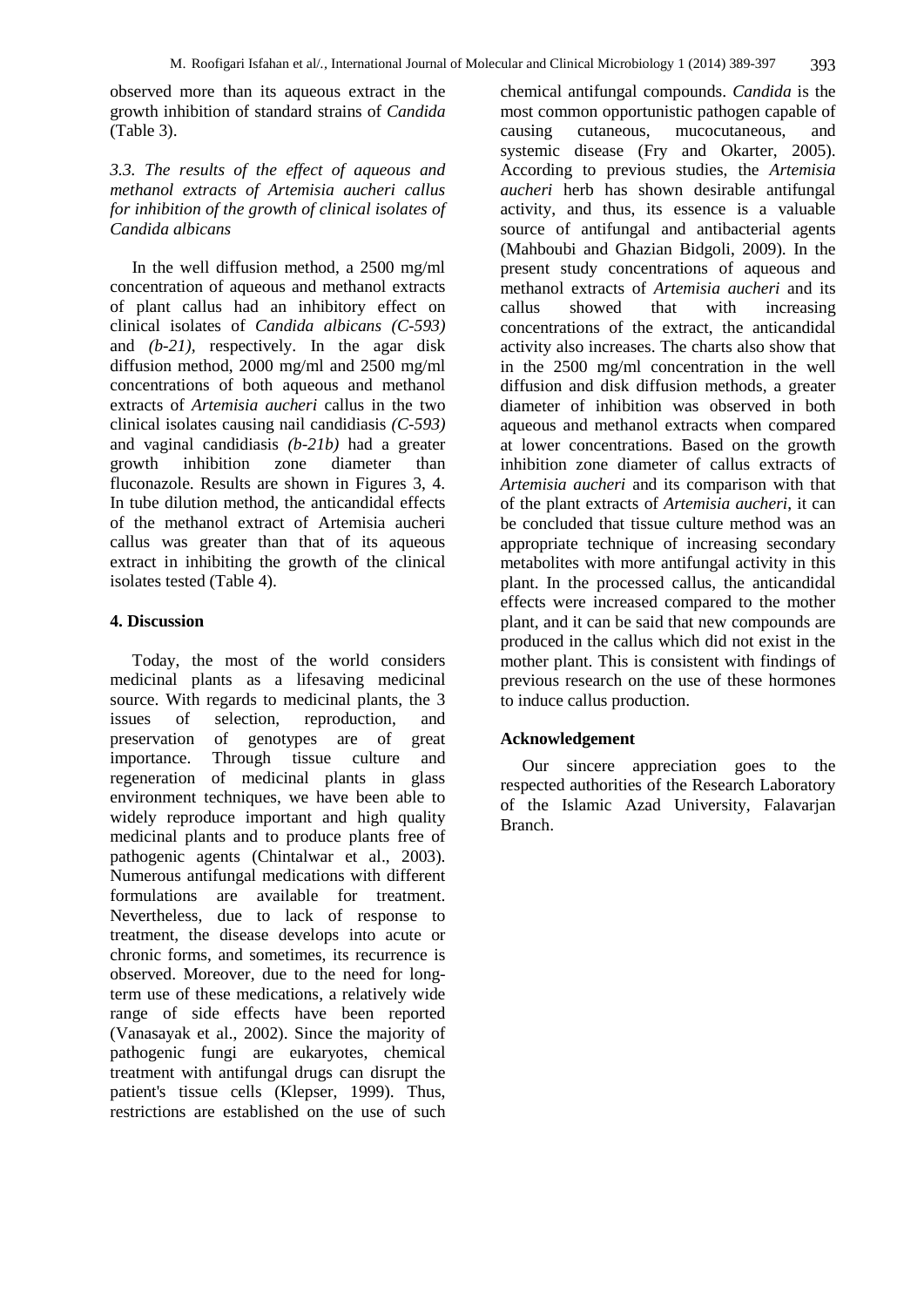observed more than its aqueous extract in the growth inhibition of standard strains of *Candida* (Table 3).

### *3.3. The results of the effect of aqueous and methanol extracts of Artemisia aucheri callus for inhibition of the growth of clinical isolates of Candida albicans*

In the well diffusion method, a 2500 mg/ml concentration of aqueous and methanol extracts of plant callus had an inhibitory effect on clinical isolates of *Candida albicans (C-593)* and *(b-21)*, respectively. In the agar disk diffusion method, 2000 mg/ml and 2500 mg/ml concentrations of both aqueous and methanol extracts of *Artemisia aucheri* callus in the two clinical isolates causing nail candidiasis *(C-593)* and vaginal candidiasis *(b-21b)* had a greater growth inhibition zone diameter than fluconazole. Results are shown in Figures 3, 4. In tube dilution method, the anticandidal effects of the methanol extract of Artemisia aucheri callus was greater than that of its aqueous extract in inhibiting the growth of the clinical isolates tested (Table 4).

## 4. Discussion

Today, the most of the world considers medicinal plants as a lifesaving medicinal source. With regards to medicinal plants, the 3 issues of selection, reproduction, and preservation of genotypes are of great importance. Through tissue culture and regeneration of medicinal plants in glass environment techniques, we have been able to widely reproduce important and high quality medicinal plants and to produce plants free of pathogenic agents (Chintalwar et al., 2003). Numerous antifungal medications with different formulations are available for treatment. Nevertheless, due to lack of response to treatment, the disease develops into acute or chronic forms, and sometimes, its recurrence is observed. Moreover, due to the need for long-term use of these medications, a relatively wide range of side effects have been reported (Vanasayak et al., 2002). Since the majority of pathogenic fungi are eukaryotes, chemical treatment with antifungal drugs can disrupt the patient's tissue cells (Klepser, 1999). Thus, restrictions are established on the use of such chemical antifungal compounds. *Candida* is the most common opportunistic pathogen capable of causing cutaneous, mucocutaneous, and systemic disease (Fry and Okarter, 2005). According to previous studies, the *Artemisia aucheri* herb has shown desirable antifungal activity, and thus, its essence is a valuable source of antifungal and antibacterial agents (Mahboubi and Ghazian Bidgoli, 2009). In the present study concentrations of aqueous and methanol extracts of *Artemisia aucheri* and its callus showed that with increasing concentrations of the extract, the anticandidal activity also increases. The charts also show that in the 2500 mg/ml concentration in the well diffusion and disk diffusion methods, a greater diameter of inhibition was observed in both aqueous and methanol extracts when compared at lower concentrations. Based on the growth inhibition zone diameter of callus extracts of *Artemisia aucheri* and its comparison with that of the plant extracts of *Artemisia aucheri*, it can be concluded that tissue culture method was an appropriate technique of increasing secondary metabolites with more antifungal activity in this plant. In the processed callus, the anticandidal effects were increased compared to the mother plant, and it can be said that new compounds are produced in the callus which did not exist in the mother plant. This is consistent with findings of previous research on the use of these hormones to induce callus production.

## Acknowledgement

Our sincere appreciation goes to the respected authorities of the Research Laboratory of the Islamic Azad University, Falavarjan Branch.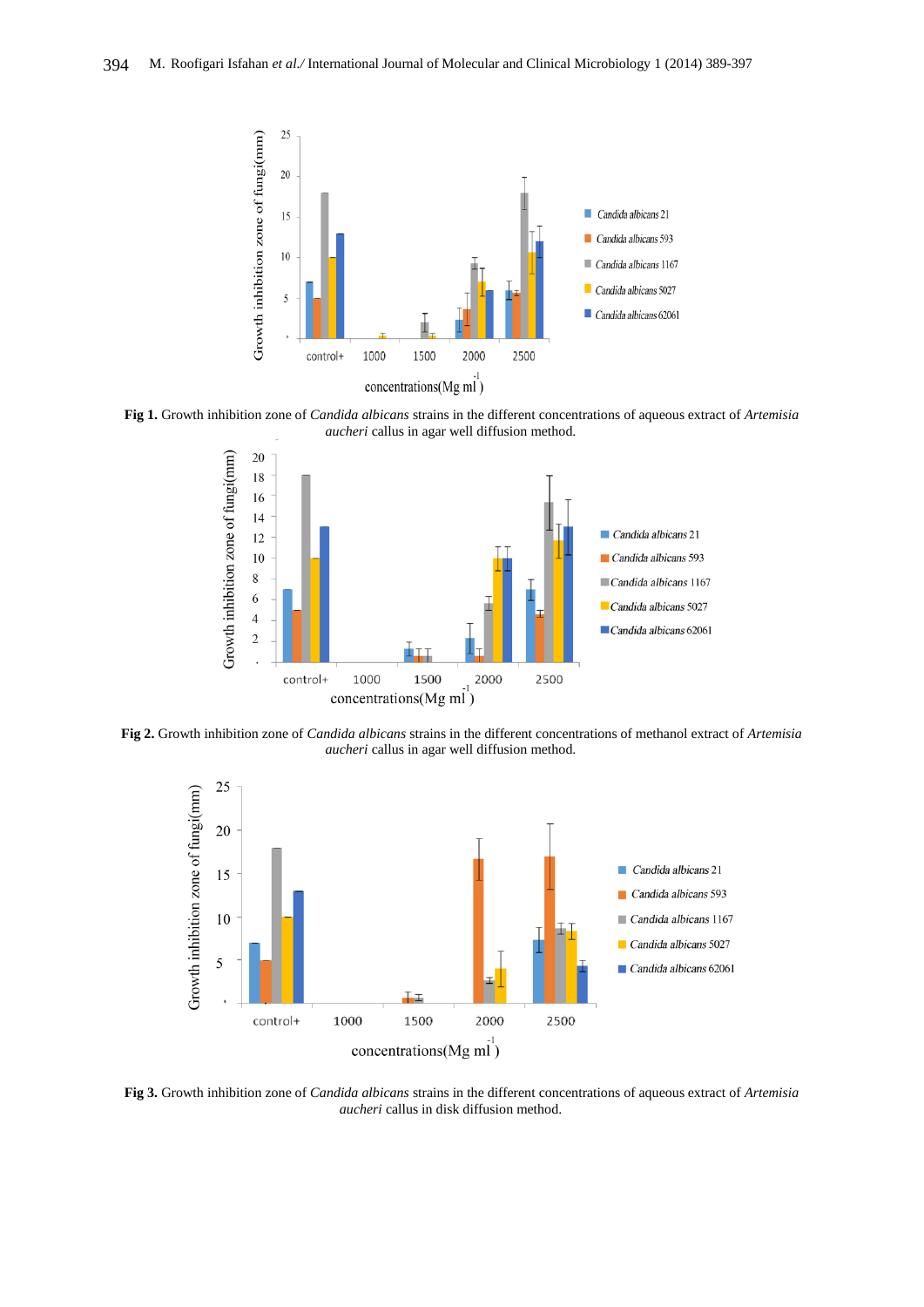**Fig 1.** Growth inhibition zone of *Candida albicans* strains in the different concentrations of aqueous extract of *Artemisia aucheri* callus in agar well diffusion method.

**Fig 2.** Growth inhibition zone of *Candida albicans* strains in the different concentrations of methanol extract of *Artemisia aucheri* callus in agar well diffusion method.

**Fig 3.** Growth inhibition zone of *Candida albicans* strains in the different concentrations of aqueous extract of *Artemisia aucheri* callus in disk diffusion method.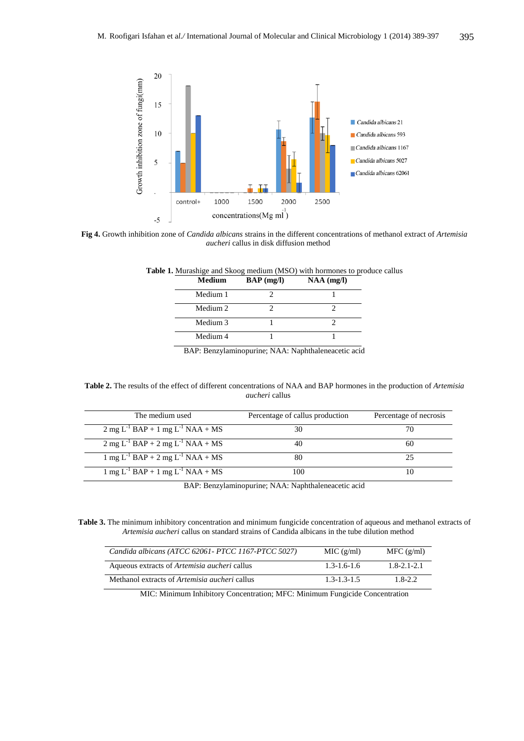**Fig 4.** Growth inhibition zone of *Candida albicans* strains in the different concentrations of methanol extract of *Artemisia aucheri* callus in disk diffusion method

**Table 1.** Murashige and Skoog medium (MSO) with hormones to produce callus

| Medium | BAP (mg/l) | NAA (mg/l) |
|---|---|---|
| Medium 1 | 2 | 1 |
| Medium 2 | 2 | 2 |
| Medium 3 | 1 | 2 |
| Medium 4 | 1 | 1 |

BAP: Benzylaminopurine; NAA: Naphthaleneacetic acid

**Table 2.** The results of the effect of different concentrations of NAA and BAP hormones in the production of *Artemisia aucheri* callus

| The medium used | Percentage of callus production | Percentage of necrosis |
|---|---|---|
| 2 mg $L^{-1}$ BAP + 1 mg $L^{-1}$ NAA + MS | 30 | 70 |
| 2 mg $L^{-1}$ BAP + 2 mg $L^{-1}$ NAA + MS | 40 | 60 |
| 1 mg $L^{-1}$ BAP + 2 mg $L^{-1}$ NAA + MS | 80 | 25 |
| 1 mg $L^{-1}$ BAP + 1 mg $L^{-1}$ NAA + MS | 100 | 10 |

BAP: Benzylaminopurine; NAA: Naphthaleneacetic acid

**Table 3.** The minimum inhibitory concentration and minimum fungicide concentration of aqueous and methanol extracts of *Artemisia aucheri* callus on standard strains of Candida albicans in the tube dilution method

| *Candida albicans (ATCC 62061- PTCC 1167-PTCC 5027)* | MIC (g/ml) | MFC (g/ml) |
|---|---|---|
| Aqueous extracts of *Artemisia aucheri* callus | 1.3-1.6-1.6 | 1.8-2.1-2.1 |
| Methanol extracts of *Artemisia aucheri* callus | 1.3-1.3-1.5 | 1.8-2.2 |

MIC: Minimum Inhibitory Concentration; MFC: Minimum Fungicide Concentration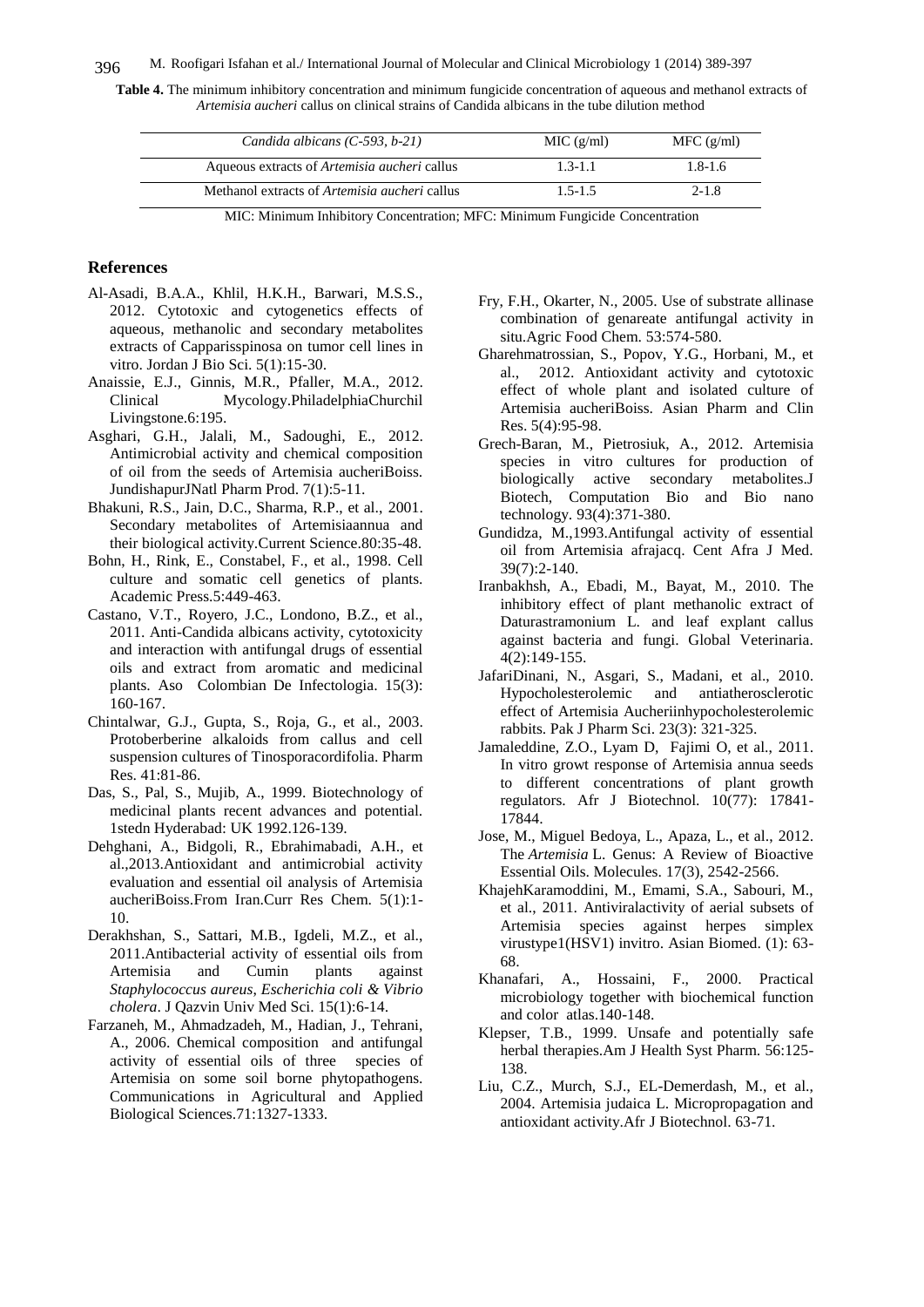**Table 4.** The minimum inhibitory concentration and minimum fungicide concentration of aqueous and methanol extracts of *Artemisia aucheri* callus on clinical strains of Candida albicans in the tube dilution method

| *Candida albicans (C-593, b-21)* | MIC (g/ml) | MFC (g/ml) |
|---|---|---|
| Aqueous extracts of *Artemisia aucheri* callus | 1.3-1.1 | 1.8-1.6 |
| Methanol extracts of *Artemisia aucheri* callus | 1.5-1.5 | 2-1.8 |

MIC: Minimum Inhibitory Concentration; MFC: Minimum Fungicide Concentration

## References

Al-Asadi, B.A.A., Khlil, H.K.H., Barwari, M.S.S., 2012. Cytotoxic and cytogenetics effects of aqueous, methanolic and secondary metabolites extracts of Capparisspinosa on tumor cell lines in vitro. Jordan J Bio Sci. 5(1):15-30.

Anaissie, E.J., Ginnis, M.R., Pfaller, M.A., 2012. Clinical Mycology.PhiladelphiaChurchil Livingstone.6:195.

Asghari, G.H., Jalali, M., Sadoughi, E., 2012. Antimicrobial activity and chemical composition of oil from the seeds of Artemisia aucheriBoiss. JundishapurJNatl Pharm Prod. 7(1):5-11.

Bhakuni, R.S., Jain, D.C., Sharma, R.P., et al., 2001. Secondary metabolites of Artemisiaannua and their biological activity.Current Science.80:35-48.

Bohn, H., Rink, E., Constabel, F., et al., 1998. Cell culture and somatic cell genetics of plants. Academic Press.5:449-463.

Castano, V.T., Royero, J.C., Londono, B.Z., et al., 2011. Anti-Candida albicans activity, cytotoxicity and interaction with antifungal drugs of essential oils and extract from aromatic and medicinal plants. Aso Colombian De Infectologia. 15(3): 160-167.

Chintalwar, G.J., Gupta, S., Roja, G., et al., 2003. Protoberberine alkaloids from callus and cell suspension cultures of Tinosporacordifolia. Pharm Res. 41:81-86.

Das, S., Pal, S., Mujib, A., 1999. Biotechnology of medicinal plants recent advances and potential. 1stedn Hyderabad: UK 1992.126-139.

Dehghani, A., Bidgoli, R., Ebrahimabadi, A.H., et al.,2013.Antioxidant and antimicrobial activity evaluation and essential oil analysis of Artemisia aucheriBoiss.From Iran.Curr Res Chem. 5(1):1-10.

Derakhshan, S., Sattari, M.B., Igdeli, M.Z., et al., 2011.Antibacterial activity of essential oils from Artemisia and Cumin plants against *Staphylococcus aureus, Escherichia coli & Vibrio cholera*. J Qazvin Univ Med Sci. 15(1):6-14.

Farzaneh, M., Ahmadzadeh, M., Hadian, J., Tehrani, A., 2006. Chemical composition and antifungal activity of essential oils of three species of Artemisia on some soil borne phytopathogens. Communications in Agricultural and Applied Biological Sciences.71:1327-1333.

Fry, F.H., Okarter, N., 2005. Use of substrate allinase combination of genareate antifungal activity in situ.Agric Food Chem. 53:574-580.

Gharehmatrossian, S., Popov, Y.G., Horbani, M., et al., 2012. Antioxidant activity and cytotoxic effect of whole plant and isolated culture of Artemisia aucheriBoiss. Asian Pharm and Clin Res. 5(4):95-98.

Grech-Baran, M., Pietrosiuk, A., 2012. Artemisia species in vitro cultures for production of biologically active secondary metabolites.J Biotech, Computation Bio and Bio nano technology. 93(4):371-380.

Gundidza, M.,1993.Antifungal activity of essential oil from Artemisia afrajacq. Cent Afra J Med. 39(7):2-140.

Iranbakhsh, A., Ebadi, M., Bayat, M., 2010. The inhibitory effect of plant methanolic extract of Daturastramonium L. and leaf explant callus against bacteria and fungi. Global Veterinaria. 4(2):149-155.

JafariDinani, N., Asgari, S., Madani, et al., 2010. Hypocholesterolemic and antiatherosclerotic effect of Artemisia Aucheriinhypocholesterolemic rabbits. Pak J Pharm Sci. 23(3): 321-325.

Jamaleddine, Z.O., Lyam D, Fajimi O, et al., 2011. In vitro growt response of Artemisia annua seeds to different concentrations of plant growth regulators. Afr J Biotechnol. 10(77): 17841-17844.

Jose, M., Miguel Bedoya, L., Apaza, L., et al., 2012. The *Artemisia* L. Genus: A Review of Bioactive Essential Oils. Molecules. 17(3), 2542-2566.

KhajehKaramoddini, M., Emami, S.A., Sabouri, M., et al., 2011. Antiviralactivity of aerial subsets of Artemisia species against herpes simplex virustype1(HSV1) invitro. Asian Biomed. (1): 63-68.

Khanafari, A., Hossaini, F., 2000. Practical microbiology together with biochemical function and color atlas.140-148.

Klepser, T.B., 1999. Unsafe and potentially safe herbal therapies.Am J Health Syst Pharm. 56:125-138.

Liu, C.Z., Murch, S.J., EL-Demerdash, M., et al., 2004. Artemisia judaica L. Micropropagation and antioxidant activity.Afr J Biotechnol. 63-71.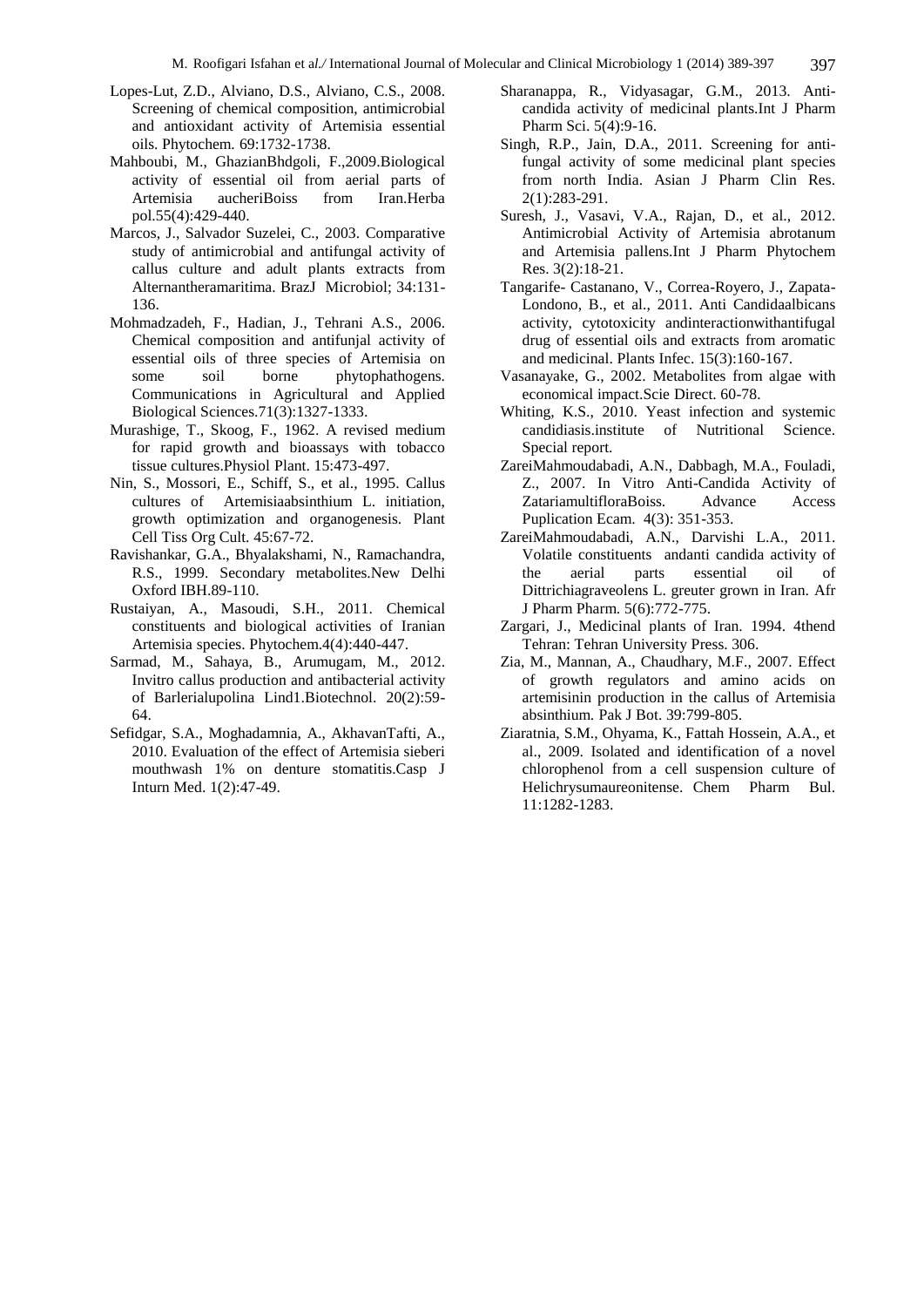Lopes-Lut, Z.D., Alviano, D.S., Alviano, C.S., 2008. Screening of chemical composition, antimicrobial and antioxidant activity of Artemisia essential oils. Phytochem. 69:1732-1738.

Mahboubi, M., GhazianBhdgoli, F.,2009.Biological activity of essential oil from aerial parts of Artemisia aucheriBoiss from Iran.Herba pol.55(4):429-440.

Marcos, J., Salvador Suzelei, C., 2003. Comparative study of antimicrobial and antifungal activity of callus culture and adult plants extracts from Alternantheramaritima. BrazJ Microbiol; 34:131-136.

Mohmadzadeh, F., Hadian, J., Tehrani A.S., 2006. Chemical composition and antifunjal activity of essential oils of three species of Artemisia on some soil borne phytophathogens. Communications in Agricultural and Applied Biological Sciences.71(3):1327-1333.

Murashige, T., Skoog, F., 1962. A revised medium for rapid growth and bioassays with tobacco tissue cultures.Physiol Plant. 15:473-497.

Nin, S., Mossori, E., Schiff, S., et al., 1995. Callus cultures of Artemisiaabsinthium L. initiation, growth optimization and organogenesis. Plant Cell Tiss Org Cult. 45:67-72.

Ravishankar, G.A., Bhyalakshami, N., Ramachandra, R.S., 1999. Secondary metabolites.New Delhi Oxford IBH.89-110.

Rustaiyan, A., Masoudi, S.H., 2011. Chemical constituents and biological activities of Iranian Artemisia species. Phytochem.4(4):440-447.

Sarmad, M., Sahaya, B., Arumugam, M., 2012. Invitro callus production and antibacterial activity of Barlerialupolina Lind1.Biotechnol. 20(2):59-64.

Sefidgar, S.A., Moghadamnia, A., AkhavanTafti, A., 2010. Evaluation of the effect of Artemisia sieberi mouthwash 1% on denture stomatitis.Casp J Inturn Med. 1(2):47-49.

Sharanappa, R., Vidyasagar, G.M., 2013. Anti-candida activity of medicinal plants.Int J Pharm Pharm Sci. 5(4):9-16.

Singh, R.P., Jain, D.A., 2011. Screening for anti-fungal activity of some medicinal plant species from north India. Asian J Pharm Clin Res. 2(1):283-291.

Suresh, J., Vasavi, V.A., Rajan, D., et al., 2012. Antimicrobial Activity of Artemisia abrotanum and Artemisia pallens.Int J Pharm Phytochem Res. 3(2):18-21.

Tangarife- Castanano, V., Correa-Royero, J., Zapata-Londono, B., et al., 2011. Anti Candidaalbicans activity, cytotoxicity andinteractionwithantifugal drug of essential oils and extracts from aromatic and medicinal. Plants Infec. 15(3):160-167.

Vasanayake, G., 2002. Metabolites from algae with economical impact.Scie Direct. 60-78.

Whiting, K.S., 2010. Yeast infection and systemic candidiasis.institute of Nutritional Science. Special report.

ZareiMahmoudabadi, A.N., Dabbagh, M.A., Fouladi, Z., 2007. In Vitro Anti-Candida Activity of ZatariamultifloraBoiss. Advance Access Puplication Ecam. 4(3): 351-353.

ZareiMahmoudabadi, A.N., Darvishi L.A., 2011. Volatile constituents andanti candida activity of the aerial parts essential oil of Dittrichiagraveolens L. greuter grown in Iran. Afr J Pharm Pharm. 5(6):772-775.

Zargari, J., Medicinal plants of Iran. 1994. 4thend Tehran: Tehran University Press. 306.

Zia, M., Mannan, A., Chaudhary, M.F., 2007. Effect of growth regulators and amino acids on artemisinin production in the callus of Artemisia absinthium. Pak J Bot. 39:799-805.

Ziaratnia, S.M., Ohyama, K., Fattah Hossein, A.A., et al., 2009. Isolated and identification of a novel chlorophenol from a cell suspension culture of Helichrysumaureonitense. Chem Pharm Bul. 11:1282-1283.